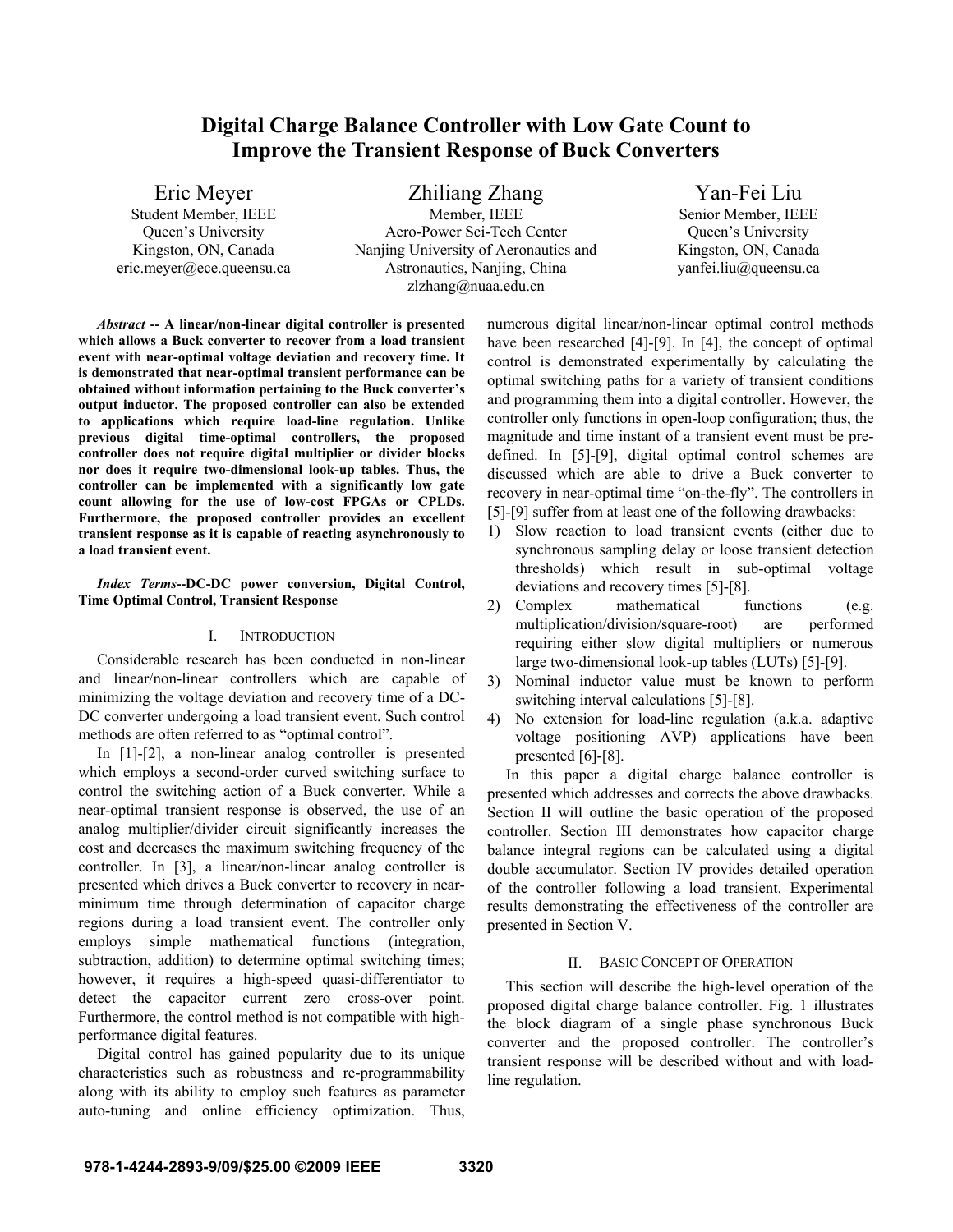# Digital Charge Balance Controller with Low Gate Count to Improve the Transient Response of Buck Converters

Eric Meyer
Student Member, IEEE
Queen's University
Kingston, ON, Canada
eric.meyer@ece.queensu.ca

Zhiliang Zhang
Member, IEEE
Aero-Power Sci-Tech Center
Nanjing University of Aeronautics and Astronautics, Nanjing, China
zlzhang@nuaa.edu.cn

Yan-Fei Liu
Senior Member, IEEE
Queen's University
Kingston, ON, Canada
yanfei.liu@queensu.ca

***Abstract*** **-- A linear/non-linear digital controller is presented which allows a Buck converter to recover from a load transient event with near-optimal voltage deviation and recovery time. It is demonstrated that near-optimal transient performance can be obtained without information pertaining to the Buck converter's output inductor. The proposed controller can also be extended to applications which require load-line regulation. Unlike previous digital time-optimal controllers, the proposed controller does not require digital multiplier or divider blocks nor does it require two-dimensional look-up tables. Thus, the controller can be implemented with a significantly low gate count allowing for the use of low-cost FPGAs or CPLDs. Furthermore, the proposed controller provides an excellent transient response as it is capable of reacting asynchronously to a load transient event.**

***Index Terms*****--DC-DC power conversion, Digital Control, Time Optimal Control, Transient Response**

## I. Introduction

Considerable research has been conducted in non-linear and linear/non-linear controllers which are capable of minimizing the voltage deviation and recovery time of a DC-DC converter undergoing a load transient event. Such control methods are often referred to as "optimal control".

In [1]-[2], a non-linear analog controller is presented which employs a second-order curved switching surface to control the switching action of a Buck converter. While a near-optimal transient response is observed, the use of an analog multiplier/divider circuit significantly increases the cost and decreases the maximum switching frequency of the controller. In [3], a linear/non-linear analog controller is presented which drives a Buck converter to recovery in near-minimum time through determination of capacitor charge regions during a load transient event. The controller only employs simple mathematical functions (integration, subtraction, addition) to determine optimal switching times; however, it requires a high-speed quasi-differentiator to detect the capacitor current zero cross-over point. Furthermore, the control method is not compatible with high-performance digital features.

Digital control has gained popularity due to its unique characteristics such as robustness and re-programmability along with its ability to employ such features as parameter auto-tuning and online efficiency optimization. Thus, numerous digital linear/non-linear optimal control methods have been researched [4]-[9]. In [4], the concept of optimal control is demonstrated experimentally by calculating the optimal switching paths for a variety of transient conditions and programming them into a digital controller. However, the controller only functions in open-loop configuration; thus, the magnitude and time instant of a transient event must be pre-defined. In [5]-[9], digital optimal control schemes are discussed which are able to drive a Buck converter to recovery in near-optimal time "on-the-fly". The controllers in [5]-[9] suffer from at least one of the following drawbacks:

1) Slow reaction to load transient events (either due to synchronous sampling delay or loose transient detection thresholds) which result in sub-optimal voltage deviations and recovery times [5]-[8].
2) Complex mathematical functions (e.g. multiplication/division/square-root) are performed requiring either slow digital multipliers or numerous large two-dimensional look-up tables (LUTs) [5]-[9].
3) Nominal inductor value must be known to perform switching interval calculations [5]-[8].
4) No extension for load-line regulation (a.k.a. adaptive voltage positioning AVP) applications have been presented [6]-[8].

In this paper a digital charge balance controller is presented which addresses and corrects the above drawbacks. Section II will outline the basic operation of the proposed controller. Section III demonstrates how capacitor charge balance integral regions can be calculated using a digital double accumulator. Section IV provides detailed operation of the controller following a load transient. Experimental results demonstrating the effectiveness of the controller are presented in Section V.

## II. Basic Concept of Operation

This section will describe the high-level operation of the proposed digital charge balance controller. Fig. 1 illustrates the block diagram of a single phase synchronous Buck converter and the proposed controller. The controller's transient response will be described without and with load-line regulation.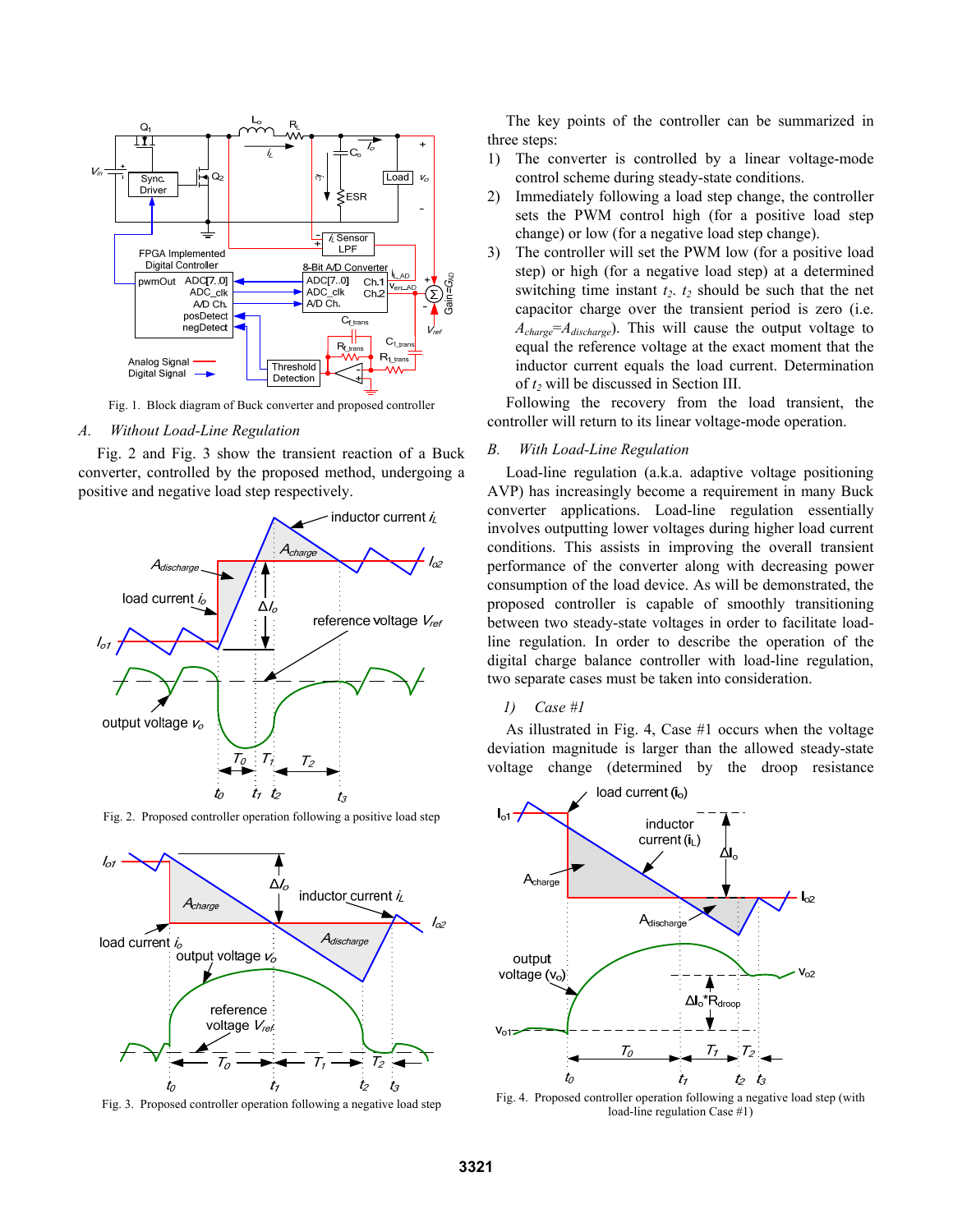Fig. 1. Block diagram of Buck converter and proposed controller

### A. Without Load-Line Regulation

Fig. 2 and Fig. 3 show the transient reaction of a Buck converter, controlled by the proposed method, undergoing a positive and negative load step respectively.

Fig. 2. Proposed controller operation following a positive load step

Fig. 3. Proposed controller operation following a negative load step

The key points of the controller can be summarized in three steps:

1) The converter is controlled by a linear voltage-mode control scheme during steady-state conditions.
2) Immediately following a load step change, the controller sets the PWM control high (for a positive load step change) or low (for a negative load step change).
3) The controller will set the PWM low (for a positive load step) or high (for a negative load step) at a determined switching time instant $t_2$. $t_2$ should be such that the net capacitor charge over the transient period is zero (i.e. $A_{charge}$=$A_{discharge}$). This will cause the output voltage to equal the reference voltage at the exact moment that the inductor current equals the load current. Determination of $t_2$ will be discussed in Section III.

Following the recovery from the load transient, the controller will return to its linear voltage-mode operation.

### B. With Load-Line Regulation

Load-line regulation (a.k.a. adaptive voltage positioning AVP) has increasingly become a requirement in many Buck converter applications. Load-line regulation essentially involves outputting lower voltages during higher load current conditions. This assists in improving the overall transient performance of the converter along with decreasing power consumption of the load device. As will be demonstrated, the proposed controller is capable of smoothly transitioning between two steady-state voltages in order to facilitate load-line regulation. In order to describe the operation of the digital charge balance controller with load-line regulation, two separate cases must be taken into consideration.

#### 1) Case #1

As illustrated in Fig. 4, Case #1 occurs when the voltage deviation magnitude is larger than the allowed steady-state voltage change (determined by the droop resistance

Fig. 4. Proposed controller operation following a negative load step (with load-line regulation Case #1)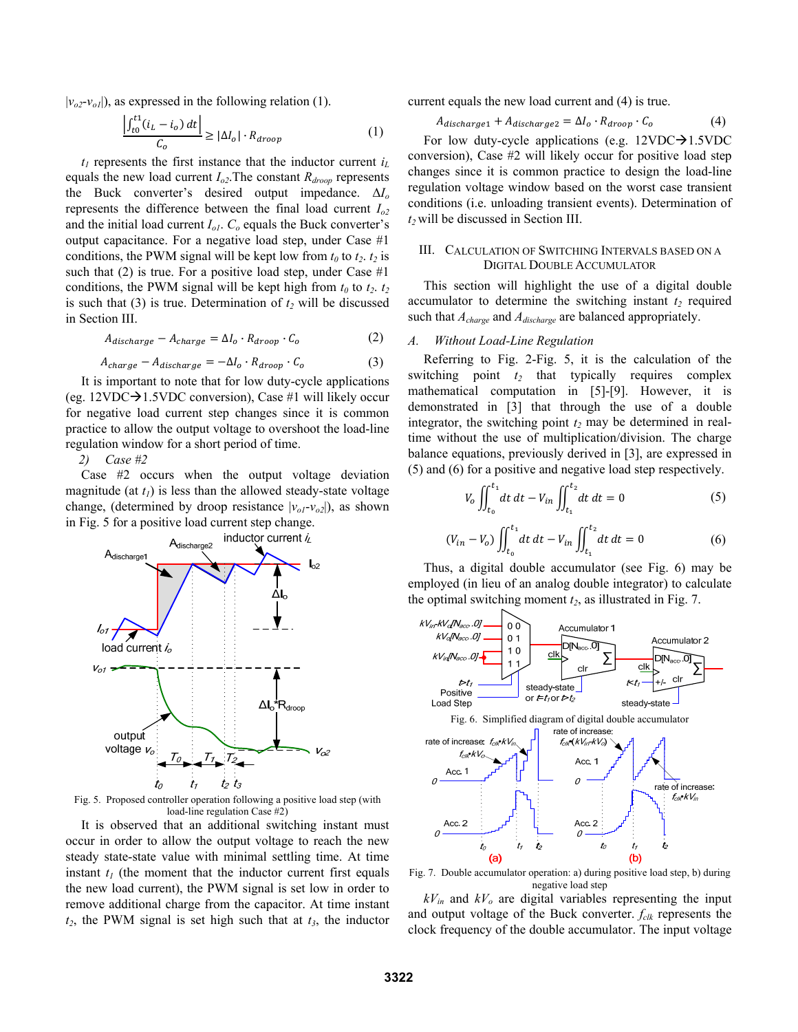$|v_{o2}$-$v_{o1}|$), as expressed in the following relation (1).

$$\frac{\left|\int_{t0}^{t1}(i_L - i_o)\,dt\right|}{C_o} \geq |\Delta I_o| \cdot R_{droop} \qquad (1)$$

$t_1$ represents the first instance that the inductor current $i_L$ equals the new load current $I_{o2}$.The constant $R_{droop}$ represents the Buck converter's desired output impedance. $\Delta I_o$ represents the difference between the final load current $I_{o2}$ and the initial load current $I_{o1}$. $C_o$ equals the Buck converter's output capacitance. For a negative load step, under Case #1 conditions, the PWM signal will be kept low from $t_0$ to $t_2$. $t_2$ is such that (2) is true. For a positive load step, under Case #1 conditions, the PWM signal will be kept high from $t_0$ to $t_2$. $t_2$ is such that (3) is true. Determination of $t_2$ will be discussed in Section III.

$$A_{discharge} - A_{charge} = \Delta I_o \cdot R_{droop} \cdot C_o \qquad (2)$$

$$A_{charge} - A_{discharge} = -\Delta I_o \cdot R_{droop} \cdot C_o \qquad (3)$$

It is important to note that for low duty-cycle applications (eg. 12VDC→1.5VDC conversion), Case #1 will likely occur for negative load current step changes since it is common practice to allow the output voltage to overshoot the load-line regulation window for a short period of time.

*2) Case #2*

Case #2 occurs when the output voltage deviation magnitude (at $t_1$) is less than the allowed steady-state voltage change, (determined by droop resistance $|v_{o1}$-$v_{o2}|$), as shown in Fig. 5 for a positive load current step change.

Fig. 5. Proposed controller operation following a positive load step (with load-line regulation Case #2)

It is observed that an additional switching instant must occur in order to allow the output voltage to reach the new steady state-state value with minimal settling time. At time instant $t_1$ (the moment that the inductor current first equals the new load current), the PWM signal is set low in order to remove additional charge from the capacitor. At time instant $t_2$, the PWM signal is set high such that at $t_3$, the inductor current equals the new load current and (4) is true.

$$A_{discharge1} + A_{discharge2} = \Delta I_o \cdot R_{droop} \cdot C_o \qquad (4)$$

For low duty-cycle applications (e.g. 12VDC→1.5VDC conversion), Case #2 will likely occur for positive load step changes since it is common practice to design the load-line regulation voltage window based on the worst case transient conditions (i.e. unloading transient events). Determination of $t_2$ will be discussed in Section III.

## III. Calculation of Switching Intervals Based on a Digital Double Accumulator

This section will highlight the use of a digital double accumulator to determine the switching instant $t_2$ required such that $A_{charge}$ and $A_{discharge}$ are balanced appropriately.

### *A. Without Load-Line Regulation*

Referring to Fig. 2-Fig. 5, it is the calculation of the switching point $t_2$ that typically requires complex mathematical computation in [5]-[9]. However, it is demonstrated in [3] that through the use of a double integrator, the switching point $t_2$ may be determined in real-time without the use of multiplication/division. The charge balance equations, previously derived in [3], are expressed in (5) and (6) for a positive and negative load step respectively.

$$V_o \iint_{t_0}^{t_1} dt\,dt - V_{in} \iint_{t_1}^{t_2} dt\,dt = 0 \qquad (5)$$

$$(V_{in} - V_o) \iint_{t_0}^{t_1} dt\,dt - V_{in} \iint_{t_1}^{t_2} dt\,dt = 0 \qquad (6)$$

Thus, a digital double accumulator (see Fig. 6) may be employed (in lieu of an analog double integrator) to calculate the optimal switching moment $t_2$, as illustrated in Fig. 7.

Fig. 6. Simplified diagram of digital double accumulator

Fig. 7. Double accumulator operation: a) during positive load step, b) during negative load step

$kV_{in}$ and $kV_o$ are digital variables representing the input and output voltage of the Buck converter. $f_{clk}$ represents the clock frequency of the double accumulator. The input voltage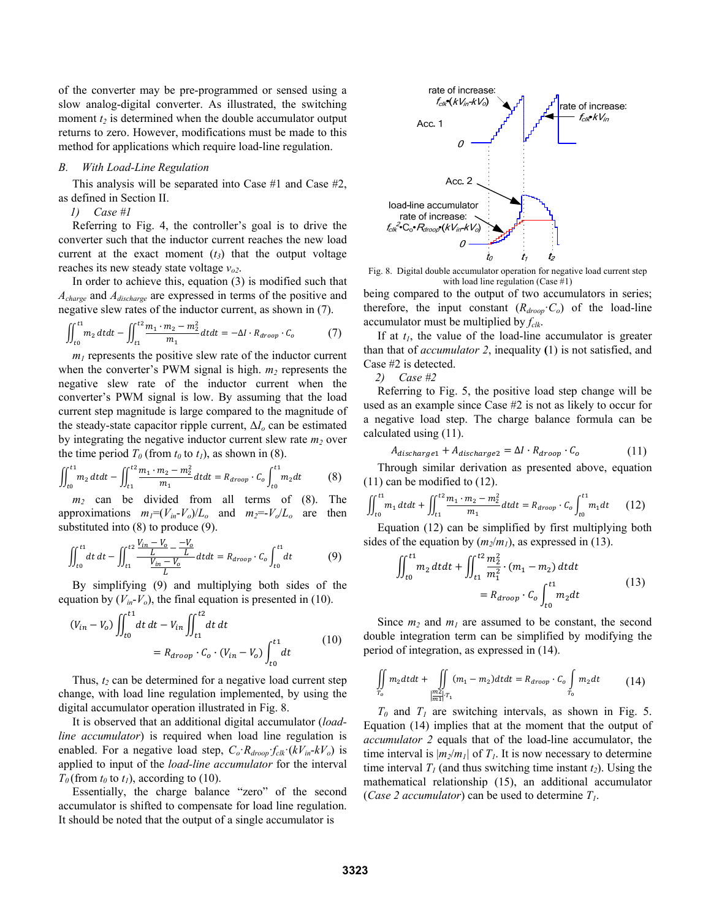of the converter may be pre-programmed or sensed using a slow analog-digital converter. As illustrated, the switching moment $t_2$ is determined when the double accumulator output returns to zero. However, modifications must be made to this method for applications which require load-line regulation.

### *B. With Load-Line Regulation*

This analysis will be separated into Case #1 and Case #2, as defined in Section II.

*1) Case #1*

Referring to Fig. 4, the controller's goal is to drive the converter such that the inductor current reaches the new load current at the exact moment ($t_3$) that the output voltage reaches its new steady state voltage $v_{o2}$.

In order to achieve this, equation (3) is modified such that $A_{charge}$ and $A_{discharge}$ are expressed in terms of the positive and negative slew rates of the inductor current, as shown in (7).

$$\iint_{t0}^{t1} m_2\,dtdt - \iint_{t1}^{t2} \frac{m_1 \cdot m_2 - m_2^2}{m_1}\,dtdt = -\Delta I \cdot R_{droop} \cdot C_o \qquad (7)$$

$m_1$ represents the positive slew rate of the inductor current when the converter's PWM signal is high. $m_2$ represents the negative slew rate of the inductor current when the converter's PWM signal is low. By assuming that the load current step magnitude is large compared to the magnitude of the steady-state capacitor ripple current, $\Delta I_o$ can be estimated by integrating the negative inductor current slew rate $m_2$ over the time period $T_0$ (from $t_0$ to $t_1$), as shown in (8).

$$\iint_{t0}^{t1} m_2\,dtdt - \iint_{t1}^{t2} \frac{m_1 \cdot m_2 - m_2^2}{m_1}\,dtdt = R_{droop} \cdot C_o \int_{t0}^{t1} m_2 dt \qquad (8)$$

$m_2$ can be divided from all terms of (8). The approximations $m_1=(V_{in}-V_o)/L_o$ and $m_2=-V_o/L_o$ are then substituted into (8) to produce (9).

$$\iint_{t0}^{t1} dt\,dt - \iint_{t1}^{t2} \frac{\frac{V_{in}-V_o}{L} - \frac{-V_o}{L}}{\frac{V_{in}-V_o}{L}}\,dtdt = R_{droop} \cdot C_o \int_{t0}^{t1} dt \qquad (9)$$

By simplifying (9) and multiplying both sides of the equation by ($V_{in}$-$V_o$), the final equation is presented in (10).

$$(V_{in}-V_o)\iint_{t0}^{t1} dt\,dt - V_{in}\iint_{t1}^{t2} dt\,dt = R_{droop} \cdot C_o \cdot (V_{in}-V_o)\int_{t0}^{t1} dt \qquad (10)$$

Thus, $t_2$ can be determined for a negative load current step change, with load line regulation implemented, by using the digital accumulator operation illustrated in Fig. 8.

It is observed that an additional digital accumulator (*load-line accumulator*) is required when load line regulation is enabled. For a negative load step, $C_o \cdot R_{droop} \cdot f_{clk} \cdot (kV_{in}-kV_o)$ is applied to input of the *load-line accumulator* for the interval $T_0$ (from $t_0$ to $t_1$), according to (10).

Essentially, the charge balance "zero" of the second accumulator is shifted to compensate for load line regulation. It should be noted that the output of a single accumulator is being compared to the output of two accumulators in series; therefore, the input constant ($R_{droop} \cdot C_o$) of the load-line accumulator must be multiplied by $f_{clk}$.

Fig. 8. Digital double accumulator operation for negative load current step with load line regulation (Case #1)

If at $t_1$, the value of the load-line accumulator is greater than that of *accumulator 2*, inequality (1) is not satisfied, and Case #2 is detected.

*2) Case #2*

Referring to Fig. 5, the positive load step change will be used as an example since Case #2 is not as likely to occur for a negative load step. The charge balance formula can be calculated using (11).

$$A_{discharge1} + A_{discharge2} = \Delta I \cdot R_{droop} \cdot C_o \qquad (11)$$

Through similar derivation as presented above, equation (11) can be modified to (12).

$$\iint_{t0}^{t1} m_1\,dtdt + \iint_{t1}^{t2} \frac{m_1 \cdot m_2 - m_2^2}{m_1}\,dtdt = R_{droop} \cdot C_o \int_{t0}^{t1} m_1 dt \qquad (12)$$

Equation (12) can be simplified by first multiplying both sides of the equation by ($m_2/m_1$), as expressed in (13).

$$\iint_{t0}^{t1} m_2\,dtdt + \iint_{t1}^{t2} \frac{m_2^2}{m_1^2} \cdot (m_1 - m_2)\,dtdt = R_{droop} \cdot C_o \int_{t0}^{t1} m_2 dt \qquad (13)$$

Since $m_2$ and $m_1$ are assumed to be constant, the second double integration term can be simplified by modifying the period of integration, as expressed in (14).

$$\iint_{T_o} m_2 dtdt + \iint_{\left|\frac{m_2}{m_1}\right| T_1} (m_1 - m_2) dtdt = R_{droop} \cdot C_o \int_{T_o} m_2 dt \qquad (14)$$

$T_0$ and $T_1$ are switching intervals, as shown in Fig. 5. Equation (14) implies that at the moment that the output of *accumulator 2* equals that of the load-line accumulator, the time interval is $|m_2/m_1|$ of $T_1$. It is now necessary to determine time interval $T_1$ (and thus switching time instant $t_2$). Using the mathematical relationship (15), an additional accumulator (*Case 2 accumulator*) can be used to determine $T_1$.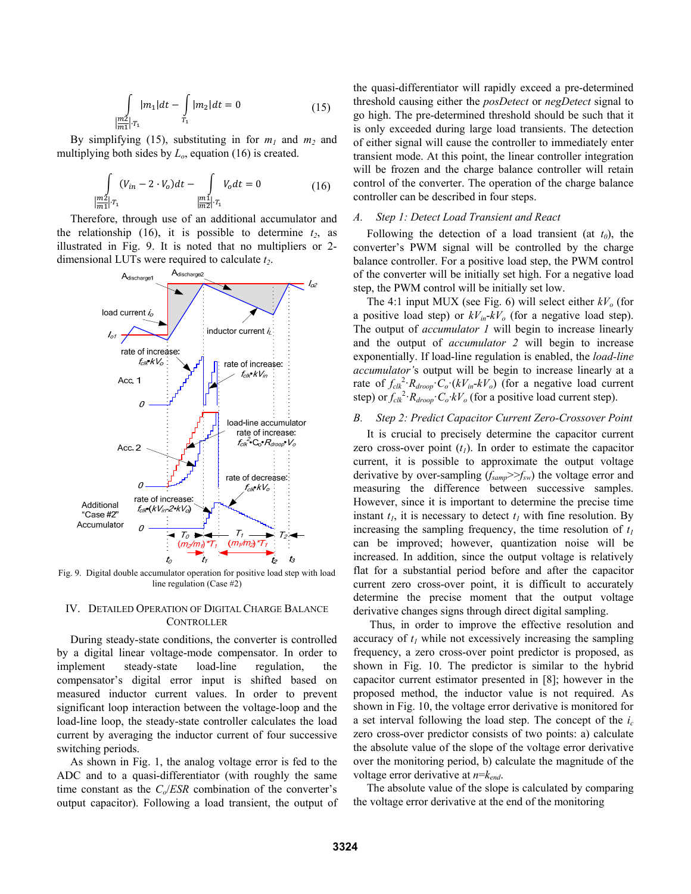$$\int_{\left|\frac{m2}{m1}\right|\cdot T_1} |m_1|dt - \int_{T_1} |m_2|dt = 0 \quad (15)$$

By simplifying (15), substituting in for $m_1$ and $m_2$ and multiplying both sides by $L_o$, equation (16) is created.

$$\int_{\left|\frac{m2}{m1}\right|\cdot T_1} (V_{in} - 2 \cdot V_o)dt - \int_{\left|\frac{m1}{m2}\right|\cdot T_1} V_o dt = 0 \quad (16)$$

Therefore, through use of an additional accumulator and the relationship (16), it is possible to determine $t_2$, as illustrated in Fig. 9. It is noted that no multipliers or 2-dimensional LUTs were required to calculate $t_2$.

Fig. 9. Digital double accumulator operation for positive load step with load line regulation (Case #2)

## IV. Detailed Operation of Digital Charge Balance Controller

During steady-state conditions, the converter is controlled by a digital linear voltage-mode compensator. In order to implement steady-state load-line regulation, the compensator's digital error input is shifted based on measured inductor current values. In order to prevent significant loop interaction between the voltage-loop and the load-line loop, the steady-state controller calculates the load current by averaging the inductor current of four successive switching periods.

As shown in Fig. 1, the analog voltage error is fed to the ADC and to a quasi-differentiator (with roughly the same time constant as the $C_o/ESR$ combination of the converter's output capacitor). Following a load transient, the output of the quasi-differentiator will rapidly exceed a pre-determined threshold causing either the *posDetect* or *negDetect* signal to go high. The pre-determined threshold should be such that it is only exceeded during large load transients. The detection of either signal will cause the controller to immediately enter transient mode. At this point, the linear controller integration will be frozen and the charge balance controller will retain control of the converter. The operation of the charge balance controller can be described in four steps.

### A. Step 1: Detect Load Transient and React

Following the detection of a load transient (at $t_0$), the converter's PWM signal will be controlled by the charge balance controller. For a positive load step, the PWM control of the converter will be initially set high. For a negative load step, the PWM control will be initially set low.

The 4:1 input MUX (see Fig. 6) will select either $kV_o$ (for a positive load step) or $kV_{in}$-$kV_o$ (for a negative load step). The output of *accumulator 1* will begin to increase linearly and the output of *accumulator 2* will begin to increase exponentially. If load-line regulation is enabled, the *load-line accumulator's* output will be begin to increase linearly at a rate of $f_{clk}^2 \cdot R_{droop} \cdot C_o \cdot (kV_{in}$-$kV_o)$ (for a negative load current step) or $f_{clk}^2 \cdot R_{droop} \cdot C_o \cdot kV_o$ (for a positive load current step).

### B. Step 2: Predict Capacitor Current Zero-Crossover Point

It is crucial to precisely determine the capacitor current zero cross-over point ($t_1$). In order to estimate the capacitor current, it is possible to approximate the output voltage derivative by over-sampling ($f_{samp}$>>$f_{sw}$) the voltage error and measuring the difference between successive samples. However, since it is important to determine the precise time instant $t_1$, it is necessary to detect $t_1$ with fine resolution. By increasing the sampling frequency, the time resolution of $t_1$ can be improved; however, quantization noise will be increased. In addition, since the output voltage is relatively flat for a substantial period before and after the capacitor current zero cross-over point, it is difficult to accurately determine the precise moment that the output voltage derivative changes signs through direct digital sampling.

Thus, in order to improve the effective resolution and accuracy of $t_1$ while not excessively increasing the sampling frequency, a zero cross-over point predictor is proposed, as shown in Fig. 10. The predictor is similar to the hybrid capacitor current estimator presented in [8]; however in the proposed method, the inductor value is not required. As shown in Fig. 10, the voltage error derivative is monitored for a set interval following the load step. The concept of the $i_c$ zero cross-over predictor consists of two points: a) calculate the absolute value of the slope of the voltage error derivative over the monitoring period, b) calculate the magnitude of the voltage error derivative at $n$=$k_{end}$.

The absolute value of the slope is calculated by comparing the voltage error derivative at the end of the monitoring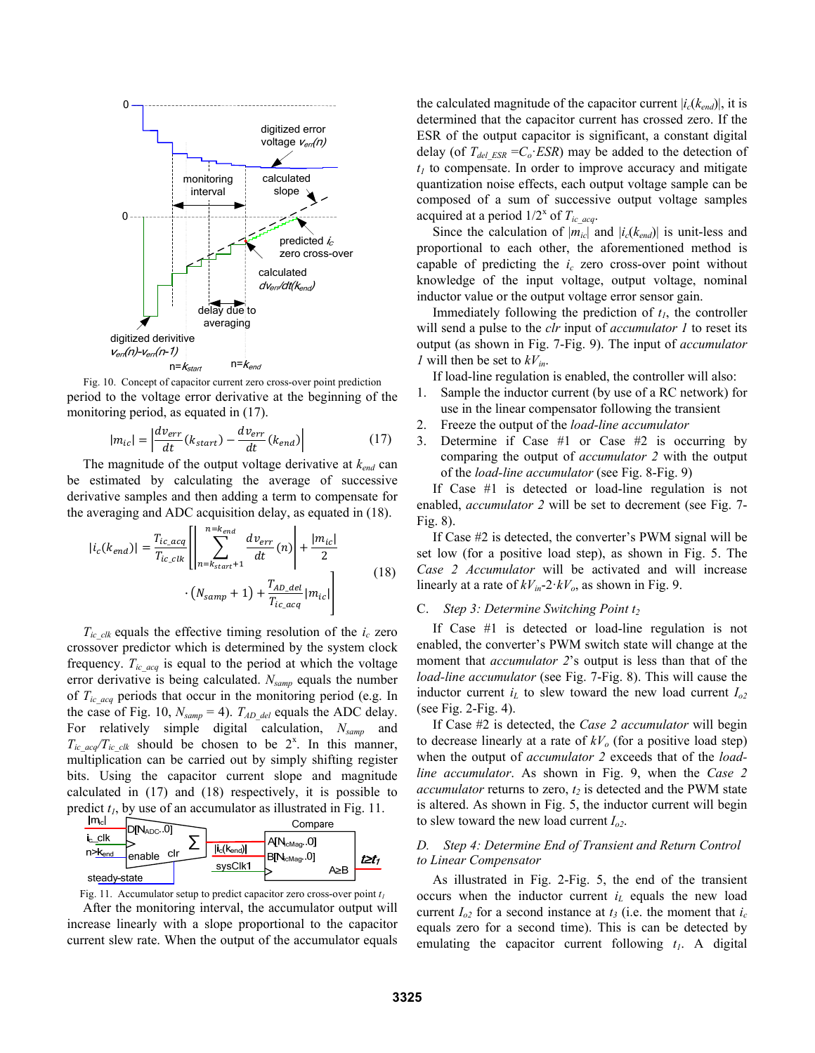Fig. 10. Concept of capacitor current zero cross-over point prediction

period to the voltage error derivative at the beginning of the monitoring period, as equated in (17).

$$|m_{ic}| = \left| \frac{dv_{err}}{dt}(k_{start}) - \frac{dv_{err}}{dt}(k_{end}) \right| \tag{17}$$

The magnitude of the output voltage derivative at $k_{end}$ can be estimated by calculating the average of successive derivative samples and then adding a term to compensate for the averaging and ADC acquisition delay, as equated in (18).

$$|i_c(k_{end})| = \frac{T_{ic\_acq}}{T_{ic\_clk}} \left[ \left| \sum_{n=k_{start}+1}^{n=k_{end}} \frac{dv_{err}}{dt}(n) \right| + \frac{|m_{ic}|}{2} \cdot \left(N_{samp}+1\right) + \frac{T_{AD\_del}}{T_{ic\_acq}} |m_{ic}| \right] \tag{18}$$

$T_{ic\_clk}$ equals the effective timing resolution of the $i_c$ zero crossover predictor which is determined by the system clock frequency. $T_{ic\_acq}$ is equal to the period at which the voltage error derivative is being calculated. $N_{samp}$ equals the number of $T_{ic\_acq}$ periods that occur in the monitoring period (e.g. In the case of Fig. 10, $N_{samp} = 4$). $T_{AD\_del}$ equals the ADC delay. For relatively simple digital calculation, $N_{samp}$ and $T_{ic\_acq}/T_{ic\_clk}$ should be chosen to be $2^x$. In this manner, multiplication can be carried out by simply shifting register bits. Using the capacitor current slope and magnitude calculated in (17) and (18) respectively, it is possible to predict $t_1$, by use of an accumulator as illustrated in Fig. 11.

Fig. 11. Accumulator setup to predict capacitor zero cross-over point $t_1$

After the monitoring interval, the accumulator output will increase linearly with a slope proportional to the capacitor current slew rate. When the output of the accumulator equals the calculated magnitude of the capacitor current $|i_c(k_{end})|$, it is determined that the capacitor current has crossed zero. If the ESR of the output capacitor is significant, a constant digital delay (of $T_{del\_ESR} = C_o \cdot ESR$) may be added to the detection of $t_1$ to compensate. In order to improve accuracy and mitigate quantization noise effects, each output voltage sample can be composed of a sum of successive output voltage samples acquired at a period $1/2^x$ of $T_{ic\_acq}$.

Since the calculation of $|m_{ic}|$ and $|i_c(k_{end})|$ is unit-less and proportional to each other, the aforementioned method is capable of predicting the $i_c$ zero cross-over point without knowledge of the input voltage, output voltage, nominal inductor value or the output voltage error sensor gain.

Immediately following the prediction of $t_1$, the controller will send a pulse to the *clr* input of *accumulator 1* to reset its output (as shown in Fig. 7-Fig. 9). The input of *accumulator 1* will then be set to $kV_{in}$.

If load-line regulation is enabled, the controller will also:

1. Sample the inductor current (by use of a RC network) for use in the linear compensator following the transient
2. Freeze the output of the *load-line accumulator*
3. Determine if Case #1 or Case #2 is occurring by comparing the output of *accumulator 2* with the output of the *load-line accumulator* (see Fig. 8-Fig. 9)

If Case #1 is detected or load-line regulation is not enabled, *accumulator 2* will be set to decrement (see Fig. 7-Fig. 8).

If Case #2 is detected, the converter's PWM signal will be set low (for a positive load step), as shown in Fig. 5. The *Case 2 Accumulator* will be activated and will increase linearly at a rate of $kV_{in}$-$2 \cdot kV_o$, as shown in Fig. 9.

### C. Step 3: Determine Switching Point $t_2$

If Case #1 is detected or load-line regulation is not enabled, the converter's PWM switch state will change at the moment that *accumulator 2*'s output is less than that of the *load-line accumulator* (see Fig. 7-Fig. 8). This will cause the inductor current $i_L$ to slew toward the new load current $I_{o2}$ (see Fig. 2-Fig. 4).

If Case #2 is detected, the *Case 2 accumulator* will begin to decrease linearly at a rate of $kV_o$ (for a positive load step) when the output of *accumulator 2* exceeds that of the *load-line accumulator*. As shown in Fig. 9, when the *Case 2 accumulator* returns to zero, $t_2$ is detected and the PWM state is altered. As shown in Fig. 5, the inductor current will begin to slew toward the new load current $I_{o2}$.

### D. Step 4: Determine End of Transient and Return Control to Linear Compensator

As illustrated in Fig. 2-Fig. 5, the end of the transient occurs when the inductor current $i_L$ equals the new load current $I_{o2}$ for a second instance at $t_3$ (i.e. the moment that $i_c$ equals zero for a second time). This is can be detected by emulating the capacitor current following $t_1$. A digital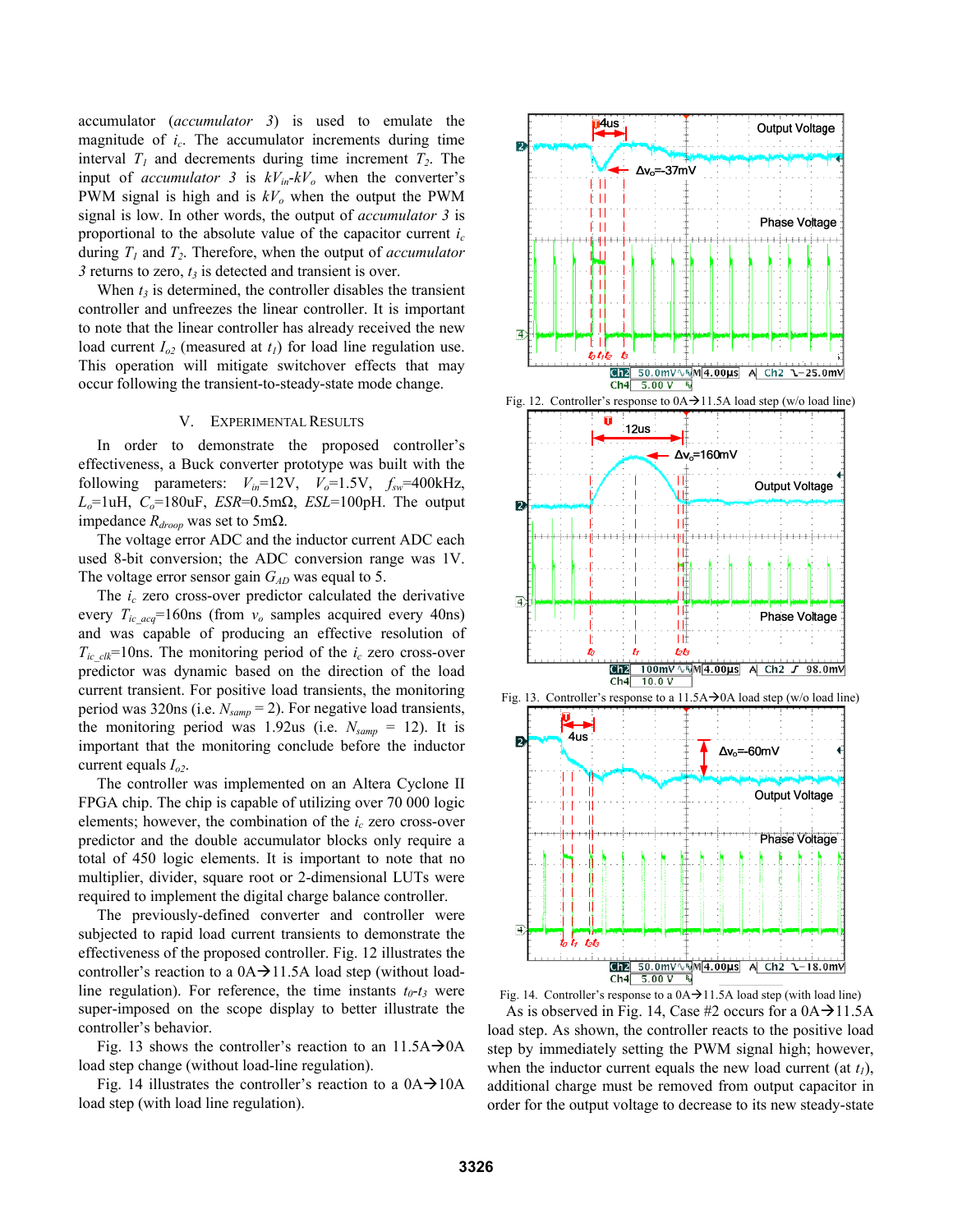accumulator (*accumulator 3*) is used to emulate the magnitude of $i_c$. The accumulator increments during time interval $T_1$ and decrements during time increment $T_2$. The input of *accumulator 3* is $kV_{in}$-$kV_o$ when the converter's PWM signal is high and is $kV_o$ when the output the PWM signal is low. In other words, the output of *accumulator 3* is proportional to the absolute value of the capacitor current $i_c$ during $T_1$ and $T_2$. Therefore, when the output of *accumulator 3* returns to zero, $t_3$ is detected and transient is over.

When $t_3$ is determined, the controller disables the transient controller and unfreezes the linear controller. It is important to note that the linear controller has already received the new load current $I_{o2}$ (measured at $t_1$) for load line regulation use. This operation will mitigate switchover effects that may occur following the transient-to-steady-state mode change.

## V. Experimental Results

In order to demonstrate the proposed controller's effectiveness, a Buck converter prototype was built with the following parameters: $V_{in}$=12V, $V_o$=1.5V, $f_{sw}$=400kHz, $L_o$=1uH, $C_o$=180uF, $ESR$=0.5mΩ, $ESL$=100pH. The output impedance $R_{droop}$ was set to 5mΩ.

The voltage error ADC and the inductor current ADC each used 8-bit conversion; the ADC conversion range was 1V. The voltage error sensor gain $G_{AD}$ was equal to 5.

The $i_c$ zero cross-over predictor calculated the derivative every $T_{ic\_acq}$=160ns (from $v_o$ samples acquired every 40ns) and was capable of producing an effective resolution of $T_{ic\_clk}$=10ns. The monitoring period of the $i_c$ zero cross-over predictor was dynamic based on the direction of the load current transient. For positive load transients, the monitoring period was 320ns (i.e. $N_{samp}$ = 2). For negative load transients, the monitoring period was 1.92us (i.e. $N_{samp}$ = 12). It is important that the monitoring conclude before the inductor current equals $I_{o2}$.

The controller was implemented on an Altera Cyclone II FPGA chip. The chip is capable of utilizing over 70 000 logic elements; however, the combination of the $i_c$ zero cross-over predictor and the double accumulator blocks only require a total of 450 logic elements. It is important to note that no multiplier, divider, square root or 2-dimensional LUTs were required to implement the digital charge balance controller.

The previously-defined converter and controller were subjected to rapid load current transients to demonstrate the effectiveness of the proposed controller. Fig. 12 illustrates the controller's reaction to a 0A→11.5A load step (without load-line regulation). For reference, the time instants $t_0$-$t_3$ were super-imposed on the scope display to better illustrate the controller's behavior.

Fig. 13 shows the controller's reaction to an 11.5A→0A load step change (without load-line regulation).

Fig. 14 illustrates the controller's reaction to a 0A→10A load step (with load line regulation).

Fig. 12. Controller's response to 0A→11.5A load step (w/o load line)

Fig. 13. Controller's response to a 11.5A→0A load step (w/o load line)

Fig. 14. Controller's response to a 0A→11.5A load step (with load line)

As is observed in Fig. 14, Case #2 occurs for a 0A→11.5A load step. As shown, the controller reacts to the positive load step by immediately setting the PWM signal high; however, when the inductor current equals the new load current (at $t_1$), additional charge must be removed from output capacitor in order for the output voltage to decrease to its new steady-state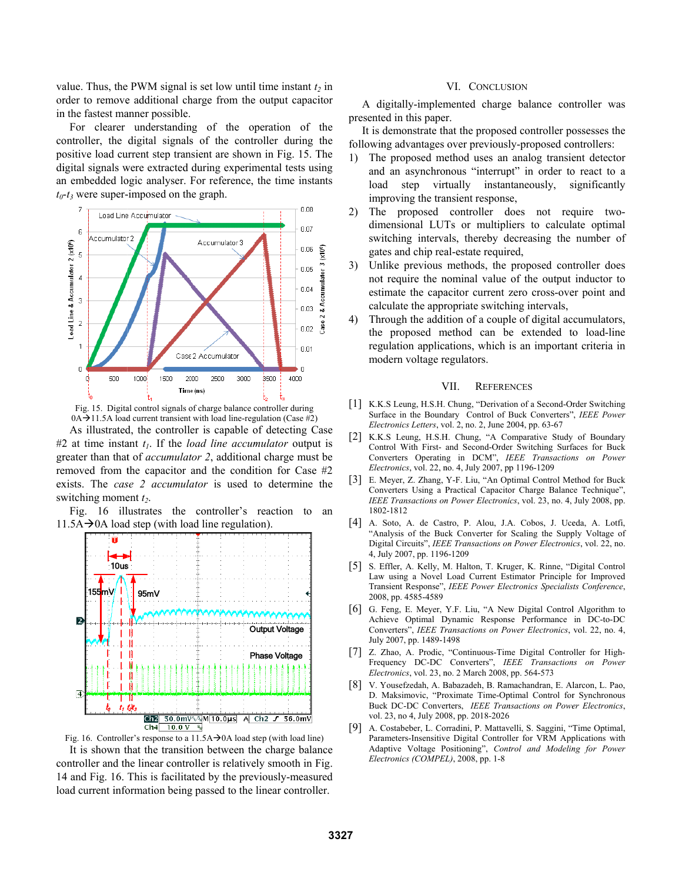value. Thus, the PWM signal is set low until time instant $t_2$ in order to remove additional charge from the output capacitor in the fastest manner possible.

For clearer understanding of the operation of the controller, the digital signals of the controller during the positive load current step transient are shown in Fig. 15. The digital signals were extracted during experimental tests using an embedded logic analyser. For reference, the time instants $t_0$-$t_3$ were super-imposed on the graph.

Load Line Accumulator
Accumulator 2
Accumulator 3
Case 2 Accumulator
Load Line & Accumulator 2 (x10⁶)
Case 2 & Accumulator 3 (x10⁶)
Time (ns)
0 500 1000 1500 2000 2500 3000 3500 4000
0 1 2 3 4 5 6 7
0 0.01 0.02 0.03 0.04 0.05 0.06 0.07 0.08
$t_0$ $t_1$ $t_2$ $t_3$

Fig. 15. Digital control signals of charge balance controller during 0A→11.5A load current transient with load line-regulation (Case #2)

As illustrated, the controller is capable of detecting Case #2 at time instant $t_1$. If the *load line accumulator* output is greater than that of *accumulator 2*, additional charge must be removed from the capacitor and the condition for Case #2 exists. The *case 2 accumulator* is used to determine the switching moment $t_2$.

Fig. 16 illustrates the controller's reaction to an 11.5A→0A load step (with load line regulation).

10us
155mV
95mV
Output Voltage
Phase Voltage
$t_0$ $t_1$ $t_2$ $t_3$
Ch2 50.0mV M 10.0µs A Ch2 ƒ 56.0mV
Ch4 10.0 V

Fig. 16. Controller's response to a 11.5A→0A load step (with load line)

It is shown that the transition between the charge balance controller and the linear controller is relatively smooth in Fig. 14 and Fig. 16. This is facilitated by the previously-measured load current information being passed to the linear controller.

## VI. Conclusion

A digitally-implemented charge balance controller was presented in this paper.

It is demonstrate that the proposed controller possesses the following advantages over previously-proposed controllers:

1) The proposed method uses an analog transient detector and an asynchronous "interrupt" in order to react to a load step virtually instantaneously, significantly improving the transient response,
2) The proposed controller does not require two-dimensional LUTs or multipliers to calculate optimal switching intervals, thereby decreasing the number of gates and chip real-estate required,
3) Unlike previous methods, the proposed controller does not require the nominal value of the output inductor to estimate the capacitor current zero cross-over point and calculate the appropriate switching intervals,
4) Through the addition of a couple of digital accumulators, the proposed method can be extended to load-line regulation applications, which is an important criteria in modern voltage regulators.

## VII. References

[1] K.K.S Leung, H.S.H. Chung, "Derivation of a Second-Order Switching Surface in the Boundary Control of Buck Converters", *IEEE Power Electronics Letters*, vol. 2, no. 2, June 2004, pp. 63-67

[2] K.K.S Leung, H.S.H. Chung, "A Comparative Study of Boundary Control With First- and Second-Order Switching Surfaces for Buck Converters Operating in DCM", *IEEE Transactions on Power Electronics*, vol. 22, no. 4, July 2007, pp 1196-1209

[3] E. Meyer, Z. Zhang, Y-F. Liu, "An Optimal Control Method for Buck Converters Using a Practical Capacitor Charge Balance Technique", *IEEE Transactions on Power Electronics*, vol. 23, no. 4, July 2008, pp. 1802-1812

[4] A. Soto, A. de Castro, P. Alou, J.A. Cobos, J. Uceda, A. Lotfi, "Analysis of the Buck Converter for Scaling the Supply Voltage of Digital Circuits", *IEEE Transactions on Power Electronics*, vol. 22, no. 4, July 2007, pp. 1196-1209

[5] S. Effler, A. Kelly, M. Halton, T. Kruger, K. Rinne, "Digital Control Law using a Novel Load Current Estimator Principle for Improved Transient Response", *IEEE Power Electronics Specialists Conference*, 2008, pp. 4585-4589

[6] G. Feng, E. Meyer, Y.F. Liu, "A New Digital Control Algorithm to Achieve Optimal Dynamic Response Performance in DC-to-DC Converters", *IEEE Transactions on Power Electronics*, vol. 22, no. 4, July 2007, pp. 1489-1498

[7] Z. Zhao, A. Prodic, "Continuous-Time Digital Controller for High-Frequency DC-DC Converters", *IEEE Transactions on Power Electronics*, vol. 23, no. 2 March 2008, pp. 564-573

[8] V. Yousefzedah, A. Babazadeh, B. Ramachandran, E. Alarcon, L. Pao, D. Maksimovic, "Proximate Time-Optimal Control for Synchronous Buck DC-DC Converters, *IEEE Transactions on Power Electronics*, vol. 23, no 4, July 2008, pp. 2018-2026

[9] A. Costabeber, L. Corradini, P. Mattavelli, S. Saggini, "Time Optimal, Parameters-Insensitive Digital Controller for VRM Applications with Adaptive Voltage Positioning", *Control and Modeling for Power Electronics (COMPEL)*, 2008, pp. 1-8